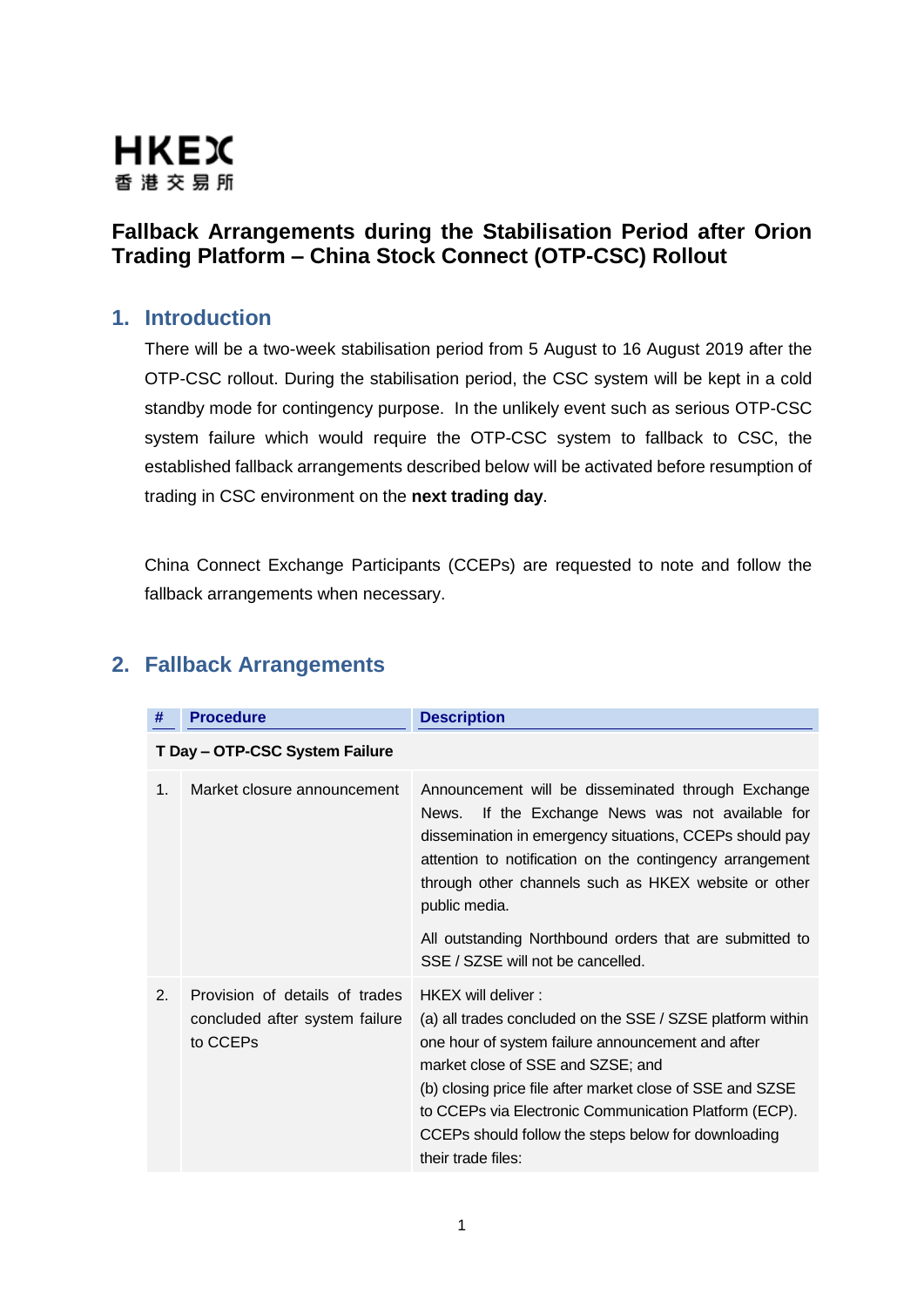HKEX
香港交易所

# Fallback Arrangements during the Stabilisation Period after Orion Trading Platform – China Stock Connect (OTP-CSC) Rollout

## 1. Introduction

There will be a two-week stabilisation period from 5 August to 16 August 2019 after the OTP-CSC rollout. During the stabilisation period, the CSC system will be kept in a cold standby mode for contingency purpose. In the unlikely event such as serious OTP-CSC system failure which would require the OTP-CSC system to fallback to CSC, the established fallback arrangements described below will be activated before resumption of trading in CSC environment on the **next trading day**.

China Connect Exchange Participants (CCEPs) are requested to note and follow the fallback arrangements when necessary.

## 2. Fallback Arrangements

| # | Procedure | Description |
|---|---|---|
| **T Day – OTP-CSC System Failure** | | |
| 1. | Market closure announcement | Announcement will be disseminated through Exchange News. If the Exchange News was not available for dissemination in emergency situations, CCEPs should pay attention to notification on the contingency arrangement through other channels such as HKEX website or other public media.<br><br>All outstanding Northbound orders that are submitted to SSE / SZSE will not be cancelled. |
| 2. | Provision of details of trades concluded after system failure to CCEPs | HKEX will deliver :<br>(a) all trades concluded on the SSE / SZSE platform within one hour of system failure announcement and after market close of SSE and SZSE; and<br>(b) closing price file after market close of SSE and SZSE to CCEPs via Electronic Communication Platform (ECP). CCEPs should follow the steps below for downloading their trade files: |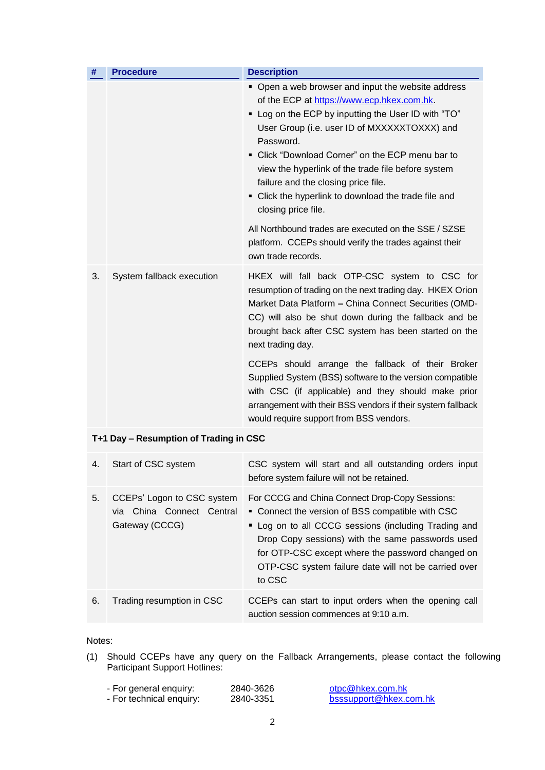| # | Procedure | Description |
|---|---|---|
| | | ▪ Open a web browser and input the website address of the ECP at https://www.ecp.hkex.com.hk. ▪ Log on the ECP by inputting the User ID with "TO" User Group (i.e. user ID of MXXXXXTOXXX) and Password. ▪ Click "Download Corner" on the ECP menu bar to view the hyperlink of the trade file before system failure and the closing price file. ▪ Click the hyperlink to download the trade file and closing price file. All Northbound trades are executed on the SSE / SZSE platform. CCEPs should verify the trades against their own trade records. |
| 3. | System fallback execution | HKEX will fall back OTP-CSC system to CSC for resumption of trading on the next trading day. HKEX Orion Market Data Platform – China Connect Securities (OMD-CC) will also be shut down during the fallback and be brought back after CSC system has been started on the next trading day. CCEPs should arrange the fallback of their Broker Supplied System (BSS) software to the version compatible with CSC (if applicable) and they should make prior arrangement with their BSS vendors if their system fallback would require support from BSS vendors. |
| **T+1 Day – Resumption of Trading in CSC** | | |
| 4. | Start of CSC system | CSC system will start and all outstanding orders input before system failure will not be retained. |
| 5. | CCEPs' Logon to CSC system via China Connect Central Gateway (CCCG) | For CCCG and China Connect Drop-Copy Sessions: ▪ Connect the version of BSS compatible with CSC ▪ Log on to all CCCG sessions (including Trading and Drop Copy sessions) with the same passwords used for OTP-CSC except where the password changed on OTP-CSC system failure date will not be carried over to CSC |
| 6. | Trading resumption in CSC | CCEPs can start to input orders when the opening call auction session commences at 9:10 a.m. |

Notes:

(1) Should CCEPs have any query on the Fallback Arrangements, please contact the following Participant Support Hotlines:

| | | |
|---|---|---|
| - For general enquiry: | 2840-3626 | otpc@hkex.com.hk |
| - For technical enquiry: | 2840-3351 | bsssupport@hkex.com.hk |